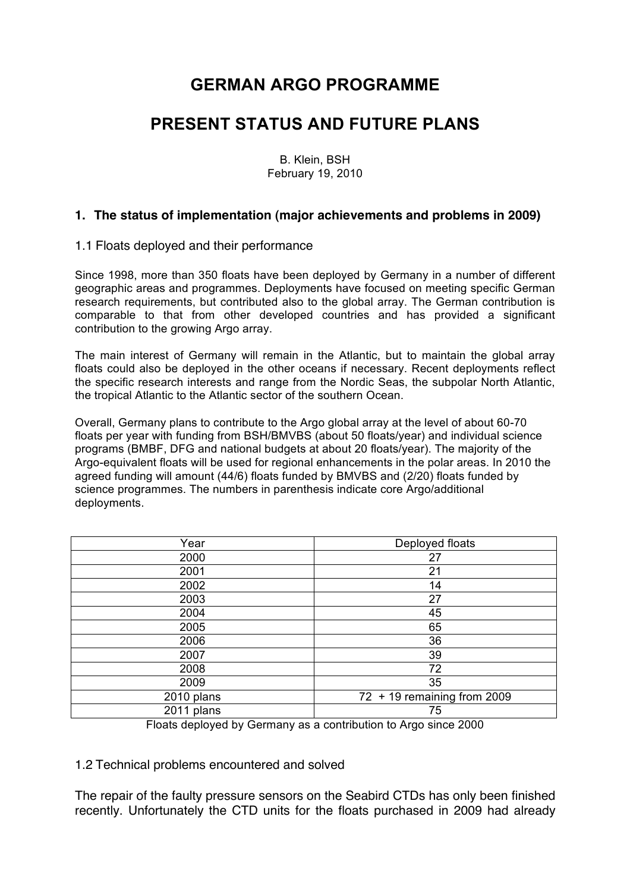# GERMAN ARGO PROGRAMME

# PRESENT STATUS AND FUTURE PLANS

B. Klein, BSH
February 19, 2010

## 1. The status of implementation (major achievements and problems in 2009)

### 1.1 Floats deployed and their performance

Since 1998, more than 350 floats have been deployed by Germany in a number of different geographic areas and programmes. Deployments have focused on meeting specific German research requirements, but contributed also to the global array. The German contribution is comparable to that from other developed countries and has provided a significant contribution to the growing Argo array.

The main interest of Germany will remain in the Atlantic, but to maintain the global array floats could also be deployed in the other oceans if necessary. Recent deployments reflect the specific research interests and range from the Nordic Seas, the subpolar North Atlantic, the tropical Atlantic to the Atlantic sector of the southern Ocean.

Overall, Germany plans to contribute to the Argo global array at the level of about 60-70 floats per year with funding from BSH/BMVBS (about 50 floats/year) and individual science programs (BMBF, DFG and national budgets at about 20 floats/year). The majority of the Argo-equivalent floats will be used for regional enhancements in the polar areas. In 2010 the agreed funding will amount (44/6) floats funded by BMVBS and (2/20) floats funded by science programmes. The numbers in parenthesis indicate core Argo/additional deployments.

| Year | Deployed floats |
|---|---|
| 2000 | 27 |
| 2001 | 21 |
| 2002 | 14 |
| 2003 | 27 |
| 2004 | 45 |
| 2005 | 65 |
| 2006 | 36 |
| 2007 | 39 |
| 2008 | 72 |
| 2009 | 35 |
| 2010 plans | 72 + 19 remaining from 2009 |
| 2011 plans | 75 |

Floats deployed by Germany as a contribution to Argo since 2000

### 1.2 Technical problems encountered and solved

The repair of the faulty pressure sensors on the Seabird CTDs has only been finished recently. Unfortunately the CTD units for the floats purchased in 2009 had already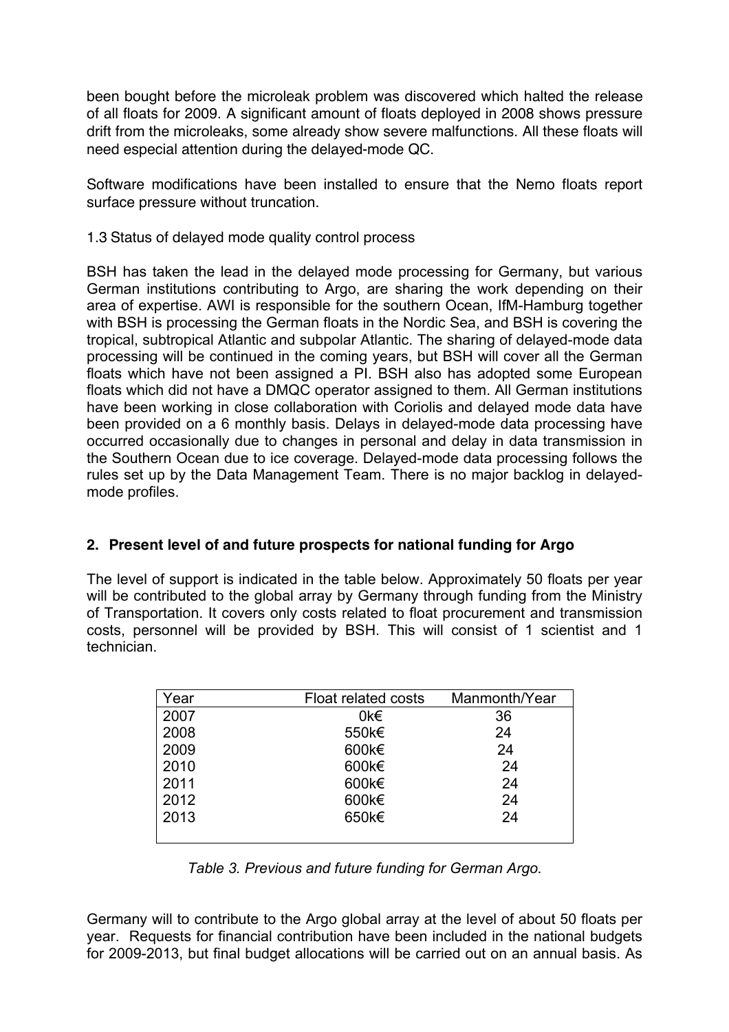been bought before the microleak problem was discovered which halted the release of all floats for 2009. A significant amount of floats deployed in 2008 shows pressure drift from the microleaks, some already show severe malfunctions. All these floats will need especial attention during the delayed-mode QC.

Software modifications have been installed to ensure that the Nemo floats report surface pressure without truncation.

1.3 Status of delayed mode quality control process

BSH has taken the lead in the delayed mode processing for Germany, but various German institutions contributing to Argo, are sharing the work depending on their area of expertise. AWI is responsible for the southern Ocean, IfM-Hamburg together with BSH is processing the German floats in the Nordic Sea, and BSH is covering the tropical, subtropical Atlantic and subpolar Atlantic. The sharing of delayed-mode data processing will be continued in the coming years, but BSH will cover all the German floats which have not been assigned a PI. BSH also has adopted some European floats which did not have a DMQC operator assigned to them. All German institutions have been working in close collaboration with Coriolis and delayed mode data have been provided on a 6 monthly basis. Delays in delayed-mode data processing have occurred occasionally due to changes in personal and delay in data transmission in the Southern Ocean due to ice coverage. Delayed-mode data processing follows the rules set up by the Data Management Team. There is no major backlog in delayed-mode profiles.

## 2. Present level of and future prospects for national funding for Argo

The level of support is indicated in the table below. Approximately 50 floats per year will be contributed to the global array by Germany through funding from the Ministry of Transportation. It covers only costs related to float procurement and transmission costs, personnel will be provided by BSH. This will consist of 1 scientist and 1 technician.

| Year | Float related costs | Manmonth/Year |
|---|---|---|
| 2007 | 0k€ | 36 |
| 2008 | 550k€ | 24 |
| 2009 | 600k€ | 24 |
| 2010 | 600k€ | 24 |
| 2011 | 600k€ | 24 |
| 2012 | 600k€ | 24 |
| 2013 | 650k€ | 24 |

*Table 3. Previous and future funding for German Argo.*

Germany will to contribute to the Argo global array at the level of about 50 floats per year. Requests for financial contribution have been included in the national budgets for 2009-2013, but final budget allocations will be carried out on an annual basis. As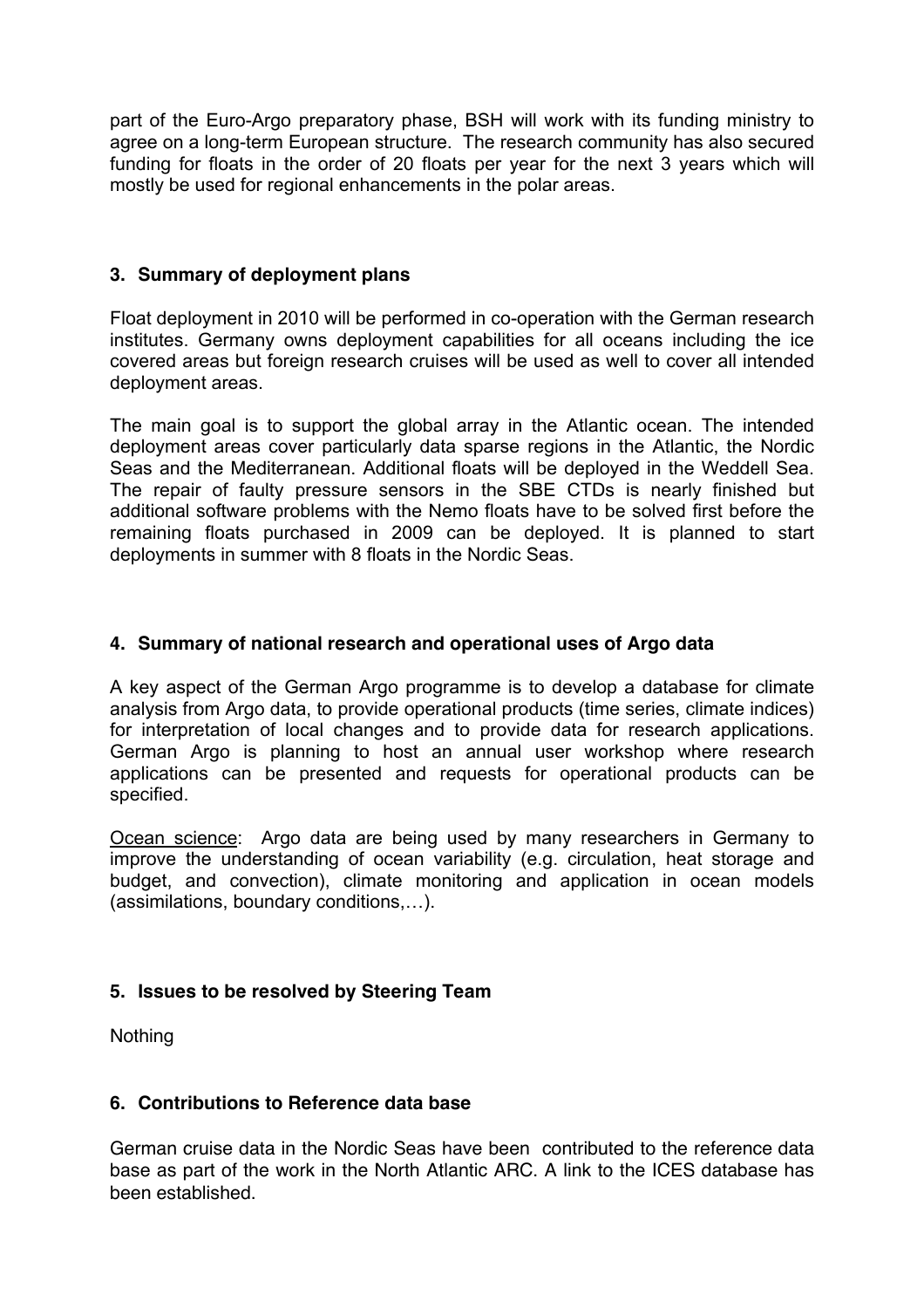part of the Euro-Argo preparatory phase, BSH will work with its funding ministry to agree on a long-term European structure. The research community has also secured funding for floats in the order of 20 floats per year for the next 3 years which will mostly be used for regional enhancements in the polar areas.

## 3. Summary of deployment plans

Float deployment in 2010 will be performed in co-operation with the German research institutes. Germany owns deployment capabilities for all oceans including the ice covered areas but foreign research cruises will be used as well to cover all intended deployment areas.

The main goal is to support the global array in the Atlantic ocean. The intended deployment areas cover particularly data sparse regions in the Atlantic, the Nordic Seas and the Mediterranean. Additional floats will be deployed in the Weddell Sea. The repair of faulty pressure sensors in the SBE CTDs is nearly finished but additional software problems with the Nemo floats have to be solved first before the remaining floats purchased in 2009 can be deployed. It is planned to start deployments in summer with 8 floats in the Nordic Seas.

## 4. Summary of national research and operational uses of Argo data

A key aspect of the German Argo programme is to develop a database for climate analysis from Argo data, to provide operational products (time series, climate indices) for interpretation of local changes and to provide data for research applications. German Argo is planning to host an annual user workshop where research applications can be presented and requests for operational products can be specified.

<u>Ocean science</u>: Argo data are being used by many researchers in Germany to improve the understanding of ocean variability (e.g. circulation, heat storage and budget, and convection), climate monitoring and application in ocean models (assimilations, boundary conditions,…).

## 5. Issues to be resolved by Steering Team

Nothing

## 6. Contributions to Reference data base

German cruise data in the Nordic Seas have been contributed to the reference data base as part of the work in the North Atlantic ARC. A link to the ICES database has been established.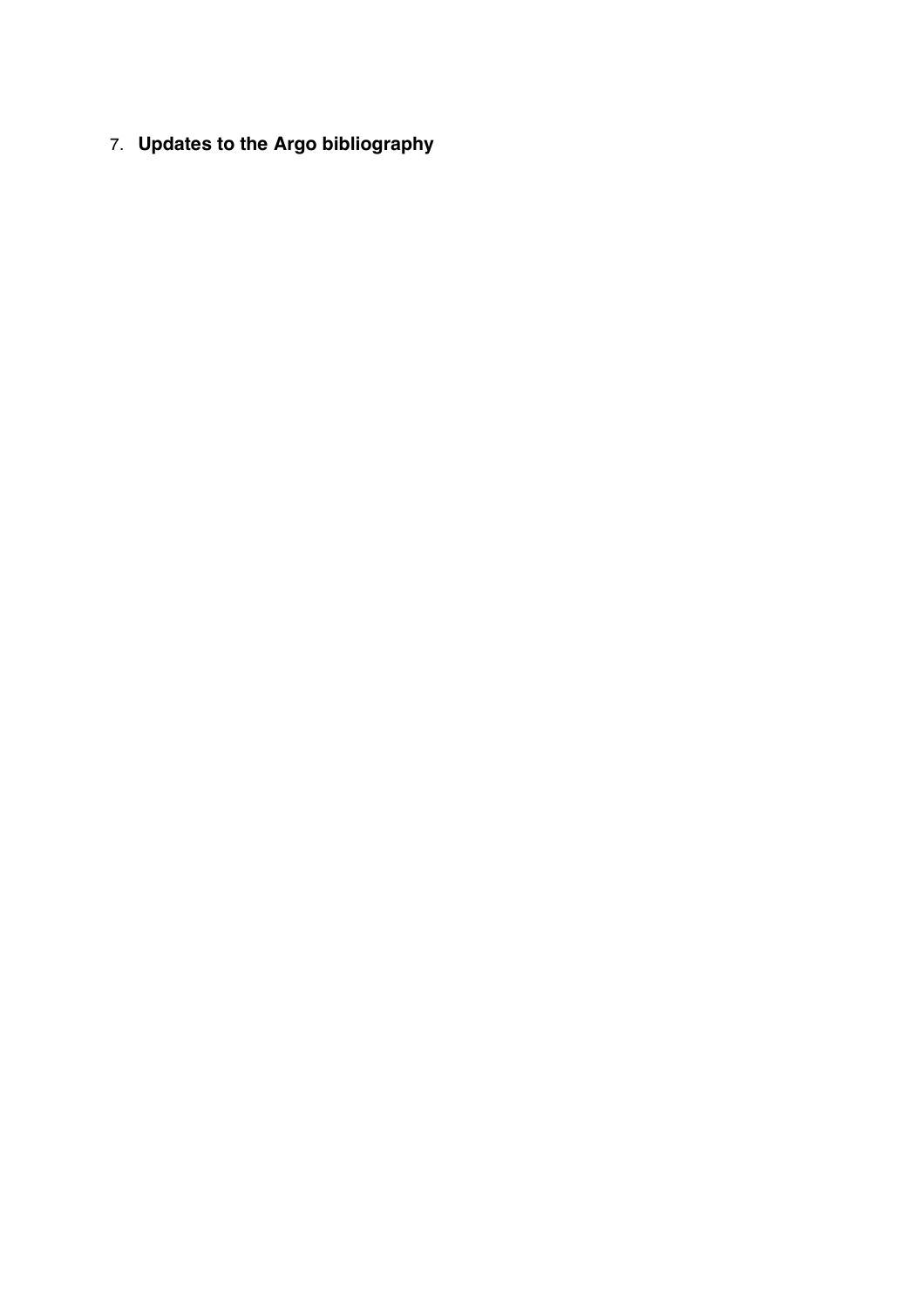7. **Updates to the Argo bibliography**